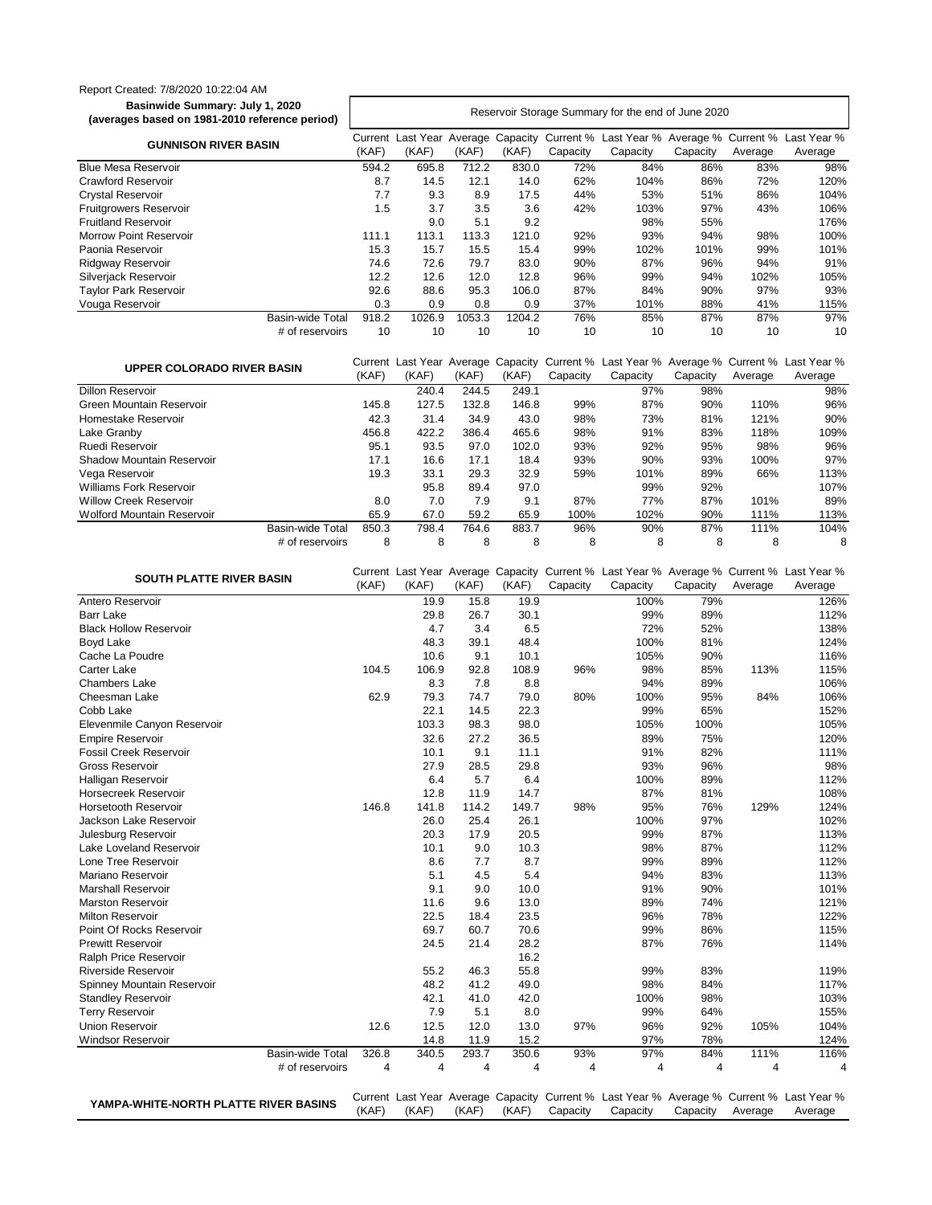Report Created: 7/8/2020 10:22:04 AM

**Basinwide Summary: July 1, 2020**
**(averages based on 1981-2010 reference period)**

Reservoir Storage Summary for the end of June 2020

| GUNNISON RIVER BASIN | Current (KAF) | Last Year (KAF) | Average (KAF) | Capacity (KAF) | Current % Capacity | Last Year % Capacity | Average % Capacity | Current % Average | Last Year % Average |
|---|---|---|---|---|---|---|---|---|---|
| Blue Mesa Reservoir | 594.2 | 695.8 | 712.2 | 830.0 | 72% | 84% | 86% | 83% | 98% |
| Crawford Reservoir | 8.7 | 14.5 | 12.1 | 14.0 | 62% | 104% | 86% | 72% | 120% |
| Crystal Reservoir | 7.7 | 9.3 | 8.9 | 17.5 | 44% | 53% | 51% | 86% | 104% |
| Fruitgrowers Reservoir | 1.5 | 3.7 | 3.5 | 3.6 | 42% | 103% | 97% | 43% | 106% |
| Fruitland Reservoir | | 9.0 | 5.1 | 9.2 | | 98% | 55% | | 176% |
| Morrow Point Reservoir | 111.1 | 113.1 | 113.3 | 121.0 | 92% | 93% | 94% | 98% | 100% |
| Paonia Reservoir | 15.3 | 15.7 | 15.5 | 15.4 | 99% | 102% | 101% | 99% | 101% |
| Ridgway Reservoir | 74.6 | 72.6 | 79.7 | 83.0 | 90% | 87% | 96% | 94% | 91% |
| Silverjack Reservoir | 12.2 | 12.6 | 12.0 | 12.8 | 96% | 99% | 94% | 102% | 105% |
| Taylor Park Reservoir | 92.6 | 88.6 | 95.3 | 106.0 | 87% | 84% | 90% | 97% | 93% |
| Vouga Reservoir | 0.3 | 0.9 | 0.8 | 0.9 | 37% | 101% | 88% | 41% | 115% |
| Basin-wide Total | 918.2 | 1026.9 | 1053.3 | 1204.2 | 76% | 85% | 87% | 87% | 97% |
| # of reservoirs | 10 | 10 | 10 | 10 | 10 | 10 | 10 | 10 | 10 |

| UPPER COLORADO RIVER BASIN | Current (KAF) | Last Year (KAF) | Average (KAF) | Capacity (KAF) | Current % Capacity | Last Year % Capacity | Average % Capacity | Current % Average | Last Year % Average |
|---|---|---|---|---|---|---|---|---|---|
| Dillon Reservoir | | 240.4 | 244.5 | 249.1 | | 97% | 98% | | 98% |
| Green Mountain Reservoir | 145.8 | 127.5 | 132.8 | 146.8 | 99% | 87% | 90% | 110% | 96% |
| Homestake Reservoir | 42.3 | 31.4 | 34.9 | 43.0 | 98% | 73% | 81% | 121% | 90% |
| Lake Granby | 456.8 | 422.2 | 386.4 | 465.6 | 98% | 91% | 83% | 118% | 109% |
| Ruedi Reservoir | 95.1 | 93.5 | 97.0 | 102.0 | 93% | 92% | 95% | 98% | 96% |
| Shadow Mountain Reservoir | 17.1 | 16.6 | 17.1 | 18.4 | 93% | 90% | 93% | 100% | 97% |
| Vega Reservoir | 19.3 | 33.1 | 29.3 | 32.9 | 59% | 101% | 89% | 66% | 113% |
| Williams Fork Reservoir | | 95.8 | 89.4 | 97.0 | | 99% | 92% | | 107% |
| Willow Creek Reservoir | 8.0 | 7.0 | 7.9 | 9.1 | 87% | 77% | 87% | 101% | 89% |
| Wolford Mountain Reservoir | 65.9 | 67.0 | 59.2 | 65.9 | 100% | 102% | 90% | 111% | 113% |
| Basin-wide Total | 850.3 | 798.4 | 764.6 | 883.7 | 96% | 90% | 87% | 111% | 104% |
| # of reservoirs | 8 | 8 | 8 | 8 | 8 | 8 | 8 | 8 | 8 |

| SOUTH PLATTE RIVER BASIN | Current (KAF) | Last Year (KAF) | Average (KAF) | Capacity (KAF) | Current % Capacity | Last Year % Capacity | Average % Capacity | Current % Average | Last Year % Average |
|---|---|---|---|---|---|---|---|---|---|
| Antero Reservoir | | 19.9 | 15.8 | 19.9 | | 100% | 79% | | 126% |
| Barr Lake | | 29.8 | 26.7 | 30.1 | | 99% | 89% | | 112% |
| Black Hollow Reservoir | | 4.7 | 3.4 | 6.5 | | 72% | 52% | | 138% |
| Boyd Lake | | 48.3 | 39.1 | 48.4 | | 100% | 81% | | 124% |
| Cache La Poudre | | 10.6 | 9.1 | 10.1 | | 105% | 90% | | 116% |
| Carter Lake | 104.5 | 106.9 | 92.8 | 108.9 | 96% | 98% | 85% | 113% | 115% |
| Chambers Lake | | 8.3 | 7.8 | 8.8 | | 94% | 89% | | 106% |
| Cheesman Lake | 62.9 | 79.3 | 74.7 | 79.0 | 80% | 100% | 95% | 84% | 106% |
| Cobb Lake | | 22.1 | 14.5 | 22.3 | | 99% | 65% | | 152% |
| Elevenmile Canyon Reservoir | | 103.3 | 98.3 | 98.0 | | 105% | 100% | | 105% |
| Empire Reservoir | | 32.6 | 27.2 | 36.5 | | 89% | 75% | | 120% |
| Fossil Creek Reservoir | | 10.1 | 9.1 | 11.1 | | 91% | 82% | | 111% |
| Gross Reservoir | | 27.9 | 28.5 | 29.8 | | 93% | 96% | | 98% |
| Halligan Reservoir | | 6.4 | 5.7 | 6.4 | | 100% | 89% | | 112% |
| Horsecreek Reservoir | | 12.8 | 11.9 | 14.7 | | 87% | 81% | | 108% |
| Horsetooth Reservoir | 146.8 | 141.8 | 114.2 | 149.7 | 98% | 95% | 76% | 129% | 124% |
| Jackson Lake Reservoir | | 26.0 | 25.4 | 26.1 | | 100% | 97% | | 102% |
| Julesburg Reservoir | | 20.3 | 17.9 | 20.5 | | 99% | 87% | | 113% |
| Lake Loveland Reservoir | | 10.1 | 9.0 | 10.3 | | 98% | 87% | | 112% |
| Lone Tree Reservoir | | 8.6 | 7.7 | 8.7 | | 99% | 89% | | 112% |
| Mariano Reservoir | | 5.1 | 4.5 | 5.4 | | 94% | 83% | | 113% |
| Marshall Reservoir | | 9.1 | 9.0 | 10.0 | | 91% | 90% | | 101% |
| Marston Reservoir | | 11.6 | 9.6 | 13.0 | | 89% | 74% | | 121% |
| Milton Reservoir | | 22.5 | 18.4 | 23.5 | | 96% | 78% | | 122% |
| Point Of Rocks Reservoir | | 69.7 | 60.7 | 70.6 | | 99% | 86% | | 115% |
| Prewitt Reservoir | | 24.5 | 21.4 | 28.2 | | 87% | 76% | | 114% |
| Ralph Price Reservoir | | | | 16.2 | | | | | |
| Riverside Reservoir | | 55.2 | 46.3 | 55.8 | | 99% | 83% | | 119% |
| Spinney Mountain Reservoir | | 48.2 | 41.2 | 49.0 | | 98% | 84% | | 117% |
| Standley Reservoir | | 42.1 | 41.0 | 42.0 | | 100% | 98% | | 103% |
| Terry Reservoir | | 7.9 | 5.1 | 8.0 | | 99% | 64% | | 155% |
| Union Reservoir | 12.6 | 12.5 | 12.0 | 13.0 | 97% | 96% | 92% | 105% | 104% |
| Windsor Reservoir | | 14.8 | 11.9 | 15.2 | | 97% | 78% | | 124% |
| Basin-wide Total | 326.8 | 340.5 | 293.7 | 350.6 | 93% | 97% | 84% | 111% | 116% |
| # of reservoirs | 4 | 4 | 4 | 4 | 4 | 4 | 4 | 4 | 4 |

| YAMPA-WHITE-NORTH PLATTE RIVER BASINS | Current (KAF) | Last Year (KAF) | Average (KAF) | Capacity (KAF) | Current % Capacity | Last Year % Capacity | Average % Capacity | Current % Average | Last Year % Average |
|---|---|---|---|---|---|---|---|---|---|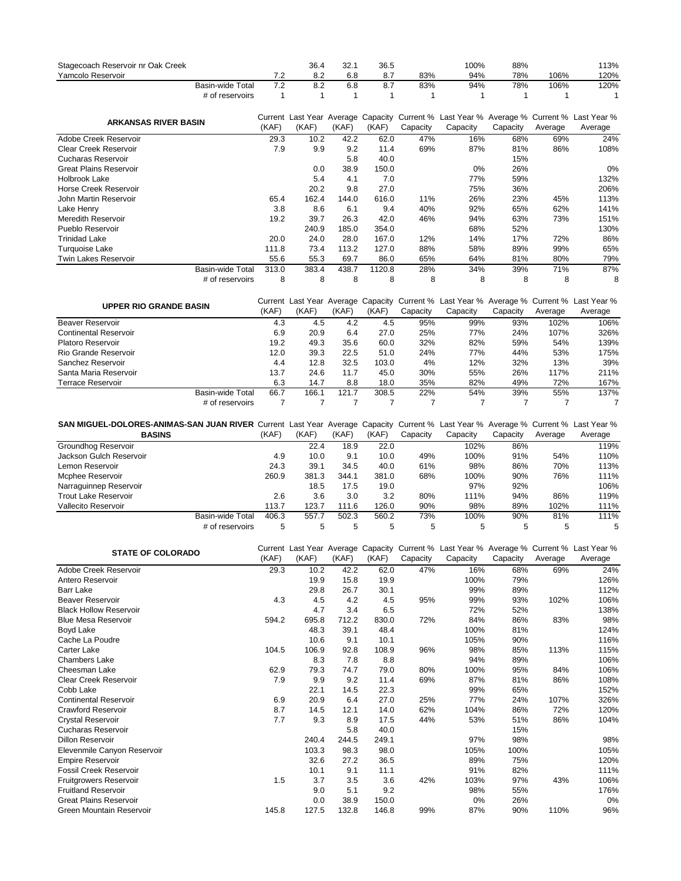| | Current (KAF) | Last Year (KAF) | Average (KAF) | Capacity (KAF) | Current % Capacity | Last Year % Capacity | Average % Capacity | Current % Average | Last Year % Average |
|---|---|---|---|---|---|---|---|---|---|
| Stagecoach Reservoir nr Oak Creek | | 36.4 | 32.1 | 36.5 | | 100% | 88% | | 113% |
| Yamcolo Reservoir | 7.2 | 8.2 | 6.8 | 8.7 | 83% | 94% | 78% | 106% | 120% |
| Basin-wide Total | 7.2 | 8.2 | 6.8 | 8.7 | 83% | 94% | 78% | 106% | 120% |
| # of reservoirs | 1 | 1 | 1 | 1 | 1 | 1 | 1 | 1 | 1 |

| ARKANSAS RIVER BASIN | Current (KAF) | Last Year (KAF) | Average (KAF) | Capacity (KAF) | Current % Capacity | Last Year % Capacity | Average % Capacity | Current % Average | Last Year % Average |
|---|---|---|---|---|---|---|---|---|---|
| Adobe Creek Reservoir | 29.3 | 10.2 | 42.2 | 62.0 | 47% | 16% | 68% | 69% | 24% |
| Clear Creek Reservoir | 7.9 | 9.9 | 9.2 | 11.4 | 69% | 87% | 81% | 86% | 108% |
| Cucharas Reservoir | | | 5.8 | 40.0 | | | 15% | | |
| Great Plains Reservoir | | 0.0 | 38.9 | 150.0 | | 0% | 26% | | 0% |
| Holbrook Lake | | 5.4 | 4.1 | 7.0 | | 77% | 59% | | 132% |
| Horse Creek Reservoir | | 20.2 | 9.8 | 27.0 | | 75% | 36% | | 206% |
| John Martin Reservoir | 65.4 | 162.4 | 144.0 | 616.0 | 11% | 26% | 23% | 45% | 113% |
| Lake Henry | 3.8 | 8.6 | 6.1 | 9.4 | 40% | 92% | 65% | 62% | 141% |
| Meredith Reservoir | 19.2 | 39.7 | 26.3 | 42.0 | 46% | 94% | 63% | 73% | 151% |
| Pueblo Reservoir | | 240.9 | 185.0 | 354.0 | | 68% | 52% | | 130% |
| Trinidad Lake | 20.0 | 24.0 | 28.0 | 167.0 | 12% | 14% | 17% | 72% | 86% |
| Turquoise Lake | 111.8 | 73.4 | 113.2 | 127.0 | 88% | 58% | 89% | 99% | 65% |
| Twin Lakes Reservoir | 55.6 | 55.3 | 69.7 | 86.0 | 65% | 64% | 81% | 80% | 79% |
| Basin-wide Total | 313.0 | 383.4 | 438.7 | 1120.8 | 28% | 34% | 39% | 71% | 87% |
| # of reservoirs | 8 | 8 | 8 | 8 | 8 | 8 | 8 | 8 | 8 |

| UPPER RIO GRANDE BASIN | Current (KAF) | Last Year (KAF) | Average (KAF) | Capacity (KAF) | Current % Capacity | Last Year % Capacity | Average % Capacity | Current % Average | Last Year % Average |
|---|---|---|---|---|---|---|---|---|---|
| Beaver Reservoir | 4.3 | 4.5 | 4.2 | 4.5 | 95% | 99% | 93% | 102% | 106% |
| Continental Reservoir | 6.9 | 20.9 | 6.4 | 27.0 | 25% | 77% | 24% | 107% | 326% |
| Platoro Reservoir | 19.2 | 49.3 | 35.6 | 60.0 | 32% | 82% | 59% | 54% | 139% |
| Rio Grande Reservoir | 12.0 | 39.3 | 22.5 | 51.0 | 24% | 77% | 44% | 53% | 175% |
| Sanchez Reservoir | 4.4 | 12.8 | 32.5 | 103.0 | 4% | 12% | 32% | 13% | 39% |
| Santa Maria Reservoir | 13.7 | 24.6 | 11.7 | 45.0 | 30% | 55% | 26% | 117% | 211% |
| Terrace Reservoir | 6.3 | 14.7 | 8.8 | 18.0 | 35% | 82% | 49% | 72% | 167% |
| Basin-wide Total | 66.7 | 166.1 | 121.7 | 308.5 | 22% | 54% | 39% | 55% | 137% |
| # of reservoirs | 7 | 7 | 7 | 7 | 7 | 7 | 7 | 7 | 7 |

| SAN MIGUEL-DOLORES-ANIMAS-SAN JUAN RIVER BASINS | Current (KAF) | Last Year (KAF) | Average (KAF) | Capacity (KAF) | Current % Capacity | Last Year % Capacity | Average % Capacity | Current % Average | Last Year % Average |
|---|---|---|---|---|---|---|---|---|---|
| Groundhog Reservoir | | 22.4 | 18.9 | 22.0 | | 102% | 86% | | 119% |
| Jackson Gulch Reservoir | 4.9 | 10.0 | 9.1 | 10.0 | 49% | 100% | 91% | 54% | 110% |
| Lemon Reservoir | 24.3 | 39.1 | 34.5 | 40.0 | 61% | 98% | 86% | 70% | 113% |
| Mcphee Reservoir | 260.9 | 381.3 | 344.1 | 381.0 | 68% | 100% | 90% | 76% | 111% |
| Narraguinnep Reservoir | | 18.5 | 17.5 | 19.0 | | 97% | 92% | | 106% |
| Trout Lake Reservoir | 2.6 | 3.6 | 3.0 | 3.2 | 80% | 111% | 94% | 86% | 119% |
| Vallecito Reservoir | 113.7 | 123.7 | 111.6 | 126.0 | 90% | 98% | 89% | 102% | 111% |
| Basin-wide Total | 406.3 | 557.7 | 502.3 | 560.2 | 73% | 100% | 90% | 81% | 111% |
| # of reservoirs | 5 | 5 | 5 | 5 | 5 | 5 | 5 | 5 | 5 |

| STATE OF COLORADO | Current (KAF) | Last Year (KAF) | Average (KAF) | Capacity (KAF) | Current % Capacity | Last Year % Capacity | Average % Capacity | Current % Average | Last Year % Average |
|---|---|---|---|---|---|---|---|---|---|
| Adobe Creek Reservoir | 29.3 | 10.2 | 42.2 | 62.0 | 47% | 16% | 68% | 69% | 24% |
| Antero Reservoir | | 19.9 | 15.8 | 19.9 | | 100% | 79% | | 126% |
| Barr Lake | | 29.8 | 26.7 | 30.1 | | 99% | 89% | | 112% |
| Beaver Reservoir | 4.3 | 4.5 | 4.2 | 4.5 | 95% | 99% | 93% | 102% | 106% |
| Black Hollow Reservoir | | 4.7 | 3.4 | 6.5 | | 72% | 52% | | 138% |
| Blue Mesa Reservoir | 594.2 | 695.8 | 712.2 | 830.0 | 72% | 84% | 86% | 83% | 98% |
| Boyd Lake | | 48.3 | 39.1 | 48.4 | | 100% | 81% | | 124% |
| Cache La Poudre | | 10.6 | 9.1 | 10.1 | | 105% | 90% | | 116% |
| Carter Lake | 104.5 | 106.9 | 92.8 | 108.9 | 96% | 98% | 85% | 113% | 115% |
| Chambers Lake | | 8.3 | 7.8 | 8.8 | | 94% | 89% | | 106% |
| Cheesman Lake | 62.9 | 79.3 | 74.7 | 79.0 | 80% | 100% | 95% | 84% | 106% |
| Clear Creek Reservoir | 7.9 | 9.9 | 9.2 | 11.4 | 69% | 87% | 81% | 86% | 108% |
| Cobb Lake | | 22.1 | 14.5 | 22.3 | | 99% | 65% | | 152% |
| Continental Reservoir | 6.9 | 20.9 | 6.4 | 27.0 | 25% | 77% | 24% | 107% | 326% |
| Crawford Reservoir | 8.7 | 14.5 | 12.1 | 14.0 | 62% | 104% | 86% | 72% | 120% |
| Crystal Reservoir | 7.7 | 9.3 | 8.9 | 17.5 | 44% | 53% | 51% | 86% | 104% |
| Cucharas Reservoir | | | 5.8 | 40.0 | | | 15% | | |
| Dillon Reservoir | | 240.4 | 244.5 | 249.1 | | 97% | 98% | | 98% |
| Elevenmile Canyon Reservoir | | 103.3 | 98.3 | 98.0 | | 105% | 100% | | 105% |
| Empire Reservoir | | 32.6 | 27.2 | 36.5 | | 89% | 75% | | 120% |
| Fossil Creek Reservoir | | 10.1 | 9.1 | 11.1 | | 91% | 82% | | 111% |
| Fruitgrowers Reservoir | 1.5 | 3.7 | 3.5 | 3.6 | 42% | 103% | 97% | 43% | 106% |
| Fruitland Reservoir | | 9.0 | 5.1 | 9.2 | | 98% | 55% | | 176% |
| Great Plains Reservoir | | 0.0 | 38.9 | 150.0 | | 0% | 26% | | 0% |
| Green Mountain Reservoir | 145.8 | 127.5 | 132.8 | 146.8 | 99% | 87% | 90% | 110% | 96% |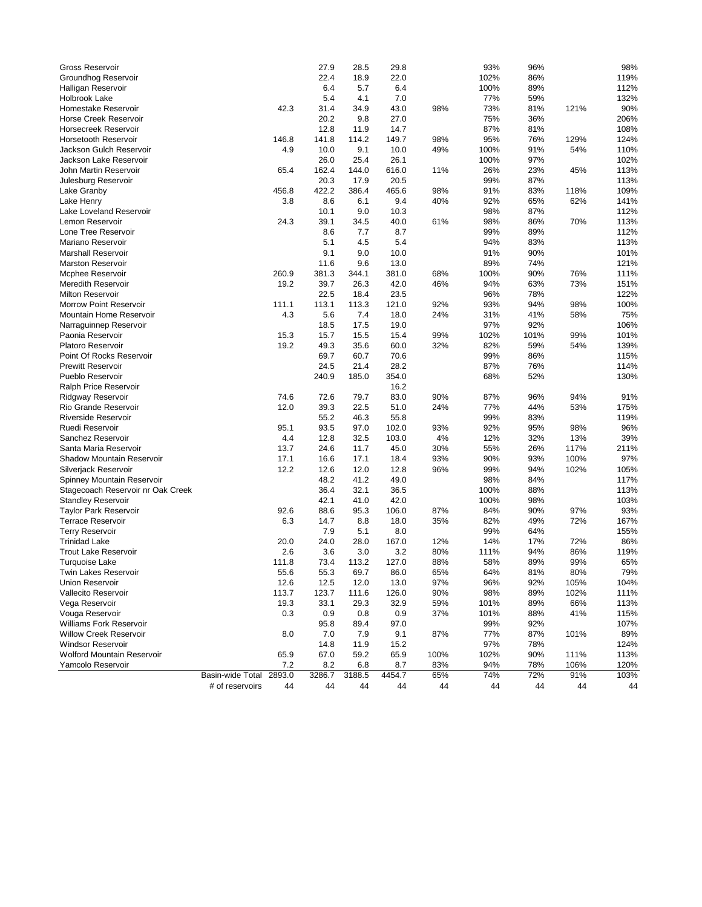| | | | | | | | | | | |
|---|---|---|---|---|---|---|---|---|---|---|
| Gross Reservoir | | | 27.9 | 28.5 | 29.8 | | 93% | 96% | | 98% |
| Groundhog Reservoir | | | 22.4 | 18.9 | 22.0 | | 102% | 86% | | 119% |
| Halligan Reservoir | | | 6.4 | 5.7 | 6.4 | | 100% | 89% | | 112% |
| Holbrook Lake | | | 5.4 | 4.1 | 7.0 | | 77% | 59% | | 132% |
| Homestake Reservoir | | 42.3 | 31.4 | 34.9 | 43.0 | 98% | 73% | 81% | 121% | 90% |
| Horse Creek Reservoir | | | 20.2 | 9.8 | 27.0 | | 75% | 36% | | 206% |
| Horsecreek Reservoir | | | 12.8 | 11.9 | 14.7 | | 87% | 81% | | 108% |
| Horsetooth Reservoir | | 146.8 | 141.8 | 114.2 | 149.7 | 98% | 95% | 76% | 129% | 124% |
| Jackson Gulch Reservoir | | 4.9 | 10.0 | 9.1 | 10.0 | 49% | 100% | 91% | 54% | 110% |
| Jackson Lake Reservoir | | | 26.0 | 25.4 | 26.1 | | 100% | 97% | | 102% |
| John Martin Reservoir | | 65.4 | 162.4 | 144.0 | 616.0 | 11% | 26% | 23% | 45% | 113% |
| Julesburg Reservoir | | | 20.3 | 17.9 | 20.5 | | 99% | 87% | | 113% |
| Lake Granby | | 456.8 | 422.2 | 386.4 | 465.6 | 98% | 91% | 83% | 118% | 109% |
| Lake Henry | | 3.8 | 8.6 | 6.1 | 9.4 | 40% | 92% | 65% | 62% | 141% |
| Lake Loveland Reservoir | | | 10.1 | 9.0 | 10.3 | | 98% | 87% | | 112% |
| Lemon Reservoir | | 24.3 | 39.1 | 34.5 | 40.0 | 61% | 98% | 86% | 70% | 113% |
| Lone Tree Reservoir | | | 8.6 | 7.7 | 8.7 | | 99% | 89% | | 112% |
| Mariano Reservoir | | | 5.1 | 4.5 | 5.4 | | 94% | 83% | | 113% |
| Marshall Reservoir | | | 9.1 | 9.0 | 10.0 | | 91% | 90% | | 101% |
| Marston Reservoir | | | 11.6 | 9.6 | 13.0 | | 89% | 74% | | 121% |
| Mcphee Reservoir | | 260.9 | 381.3 | 344.1 | 381.0 | 68% | 100% | 90% | 76% | 111% |
| Meredith Reservoir | | 19.2 | 39.7 | 26.3 | 42.0 | 46% | 94% | 63% | 73% | 151% |
| Milton Reservoir | | | 22.5 | 18.4 | 23.5 | | 96% | 78% | | 122% |
| Morrow Point Reservoir | | 111.1 | 113.1 | 113.3 | 121.0 | 92% | 93% | 94% | 98% | 100% |
| Mountain Home Reservoir | | 4.3 | 5.6 | 7.4 | 18.0 | 24% | 31% | 41% | 58% | 75% |
| Narraguinnep Reservoir | | | 18.5 | 17.5 | 19.0 | | 97% | 92% | | 106% |
| Paonia Reservoir | | 15.3 | 15.7 | 15.5 | 15.4 | 99% | 102% | 101% | 99% | 101% |
| Platoro Reservoir | | 19.2 | 49.3 | 35.6 | 60.0 | 32% | 82% | 59% | 54% | 139% |
| Point Of Rocks Reservoir | | | 69.7 | 60.7 | 70.6 | | 99% | 86% | | 115% |
| Prewitt Reservoir | | | 24.5 | 21.4 | 28.2 | | 87% | 76% | | 114% |
| Pueblo Reservoir | | | 240.9 | 185.0 | 354.0 | | 68% | 52% | | 130% |
| Ralph Price Reservoir | | | | | 16.2 | | | | | |
| Ridgway Reservoir | | 74.6 | 72.6 | 79.7 | 83.0 | 90% | 87% | 96% | 94% | 91% |
| Rio Grande Reservoir | | 12.0 | 39.3 | 22.5 | 51.0 | 24% | 77% | 44% | 53% | 175% |
| Riverside Reservoir | | | 55.2 | 46.3 | 55.8 | | 99% | 83% | | 119% |
| Ruedi Reservoir | | 95.1 | 93.5 | 97.0 | 102.0 | 93% | 92% | 95% | 98% | 96% |
| Sanchez Reservoir | | 4.4 | 12.8 | 32.5 | 103.0 | 4% | 12% | 32% | 13% | 39% |
| Santa Maria Reservoir | | 13.7 | 24.6 | 11.7 | 45.0 | 30% | 55% | 26% | 117% | 211% |
| Shadow Mountain Reservoir | | 17.1 | 16.6 | 17.1 | 18.4 | 93% | 90% | 93% | 100% | 97% |
| Silverjack Reservoir | | 12.2 | 12.6 | 12.0 | 12.8 | 96% | 99% | 94% | 102% | 105% |
| Spinney Mountain Reservoir | | | 48.2 | 41.2 | 49.0 | | 98% | 84% | | 117% |
| Stagecoach Reservoir nr Oak Creek | | | 36.4 | 32.1 | 36.5 | | 100% | 88% | | 113% |
| Standley Reservoir | | | 42.1 | 41.0 | 42.0 | | 100% | 98% | | 103% |
| Taylor Park Reservoir | | 92.6 | 88.6 | 95.3 | 106.0 | 87% | 84% | 90% | 97% | 93% |
| Terrace Reservoir | | 6.3 | 14.7 | 8.8 | 18.0 | 35% | 82% | 49% | 72% | 167% |
| Terry Reservoir | | | 7.9 | 5.1 | 8.0 | | 99% | 64% | | 155% |
| Trinidad Lake | | 20.0 | 24.0 | 28.0 | 167.0 | 12% | 14% | 17% | 72% | 86% |
| Trout Lake Reservoir | | 2.6 | 3.6 | 3.0 | 3.2 | 80% | 111% | 94% | 86% | 119% |
| Turquoise Lake | | 111.8 | 73.4 | 113.2 | 127.0 | 88% | 58% | 89% | 99% | 65% |
| Twin Lakes Reservoir | | 55.6 | 55.3 | 69.7 | 86.0 | 65% | 64% | 81% | 80% | 79% |
| Union Reservoir | | 12.6 | 12.5 | 12.0 | 13.0 | 97% | 96% | 92% | 105% | 104% |
| Vallecito Reservoir | | 113.7 | 123.7 | 111.6 | 126.0 | 90% | 98% | 89% | 102% | 111% |
| Vega Reservoir | | 19.3 | 33.1 | 29.3 | 32.9 | 59% | 101% | 89% | 66% | 113% |
| Vouga Reservoir | | 0.3 | 0.9 | 0.8 | 0.9 | 37% | 101% | 88% | 41% | 115% |
| Williams Fork Reservoir | | | 95.8 | 89.4 | 97.0 | | 99% | 92% | | 107% |
| Willow Creek Reservoir | | 8.0 | 7.0 | 7.9 | 9.1 | 87% | 77% | 87% | 101% | 89% |
| Windsor Reservoir | | | 14.8 | 11.9 | 15.2 | | 97% | 78% | | 124% |
| Wolford Mountain Reservoir | | 65.9 | 67.0 | 59.2 | 65.9 | 100% | 102% | 90% | 111% | 113% |
| Yamcolo Reservoir | | 7.2 | 8.2 | 6.8 | 8.7 | 83% | 94% | 78% | 106% | 120% |
| | Basin-wide Total | 2893.0 | 3286.7 | 3188.5 | 4454.7 | 65% | 74% | 72% | 91% | 103% |
| | # of reservoirs | 44 | 44 | 44 | 44 | 44 | 44 | 44 | 44 | 44 |